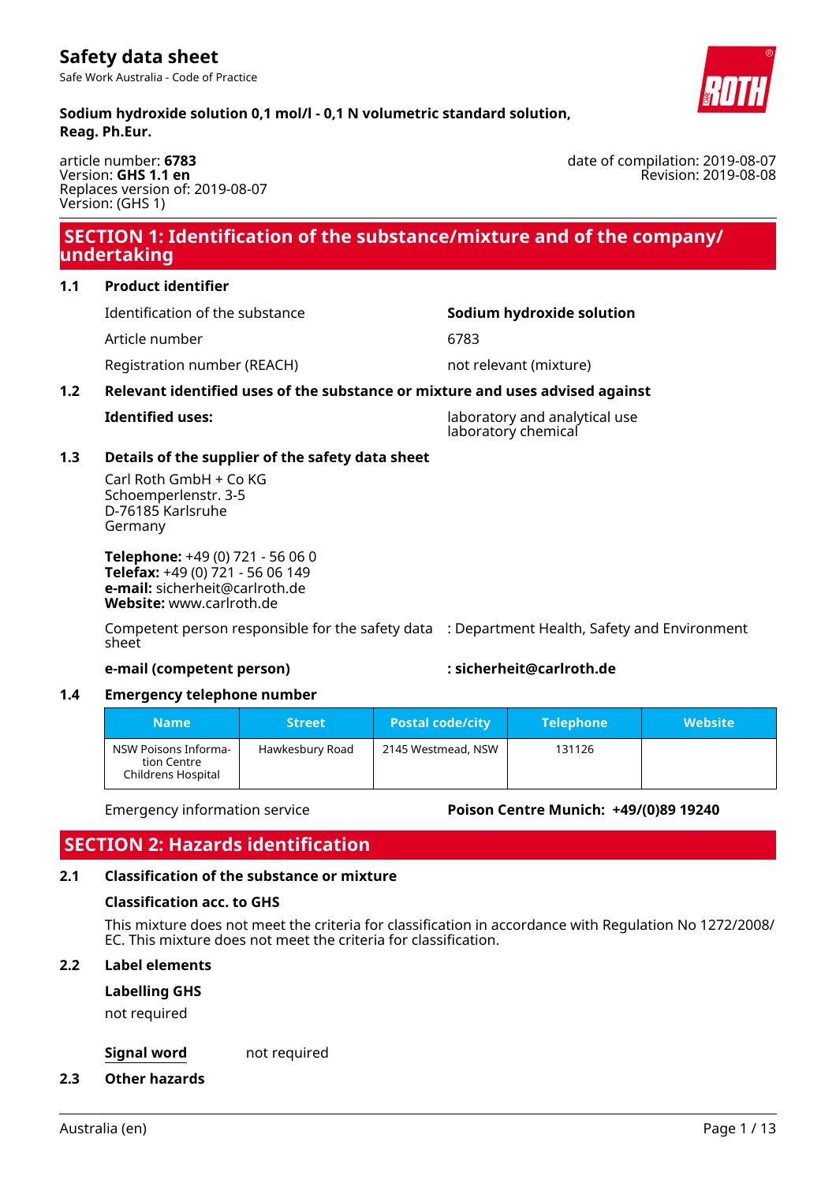# Safety data sheet

Safe Work Australia - Code of Practice

**Sodium hydroxide solution 0,1 mol/l - 0,1 N volumetric standard solution, Reag. Ph.Eur.**

article number: **6783**
Version: **GHS 1.1 en**
Replaces version of: 2019-08-07
Version: (GHS 1)

date of compilation: 2019-08-07
Revision: 2019-08-08

## SECTION 1: Identification of the substance/mixture and of the company/ undertaking

### 1.1 Product identifier

Identification of the substance: **Sodium hydroxide solution**

Article number: 6783

Registration number (REACH): not relevant (mixture)

### 1.2 Relevant identified uses of the substance or mixture and uses advised against

**Identified uses:** laboratory and analytical use
laboratory chemical

### 1.3 Details of the supplier of the safety data sheet

Carl Roth GmbH + Co KG
Schoemperlenstr. 3-5
D-76185 Karlsruhe
Germany

**Telephone:** +49 (0) 721 - 56 06 0
**Telefax:** +49 (0) 721 - 56 06 149
**e-mail:** sicherheit@carlroth.de
**Website:** www.carlroth.de

Competent person responsible for the safety data sheet: Department Health, Safety and Environment

**e-mail (competent person): sicherheit@carlroth.de**

### 1.4 Emergency telephone number

| Name | Street | Postal code/city | Telephone | Website |
|---|---|---|---|---|
| NSW Poisons Information Centre Childrens Hospital | Hawkesbury Road | 2145 Westmead, NSW | 131126 | |

Emergency information service: **Poison Centre Munich: +49/(0)89 19240**

## SECTION 2: Hazards identification

### 2.1 Classification of the substance or mixture

**Classification acc. to GHS**

This mixture does not meet the criteria for classification in accordance with Regulation No 1272/2008/ EC. This mixture does not meet the criteria for classification.

### 2.2 Label elements

**Labelling GHS**

not required

**Signal word** not required

### 2.3 Other hazards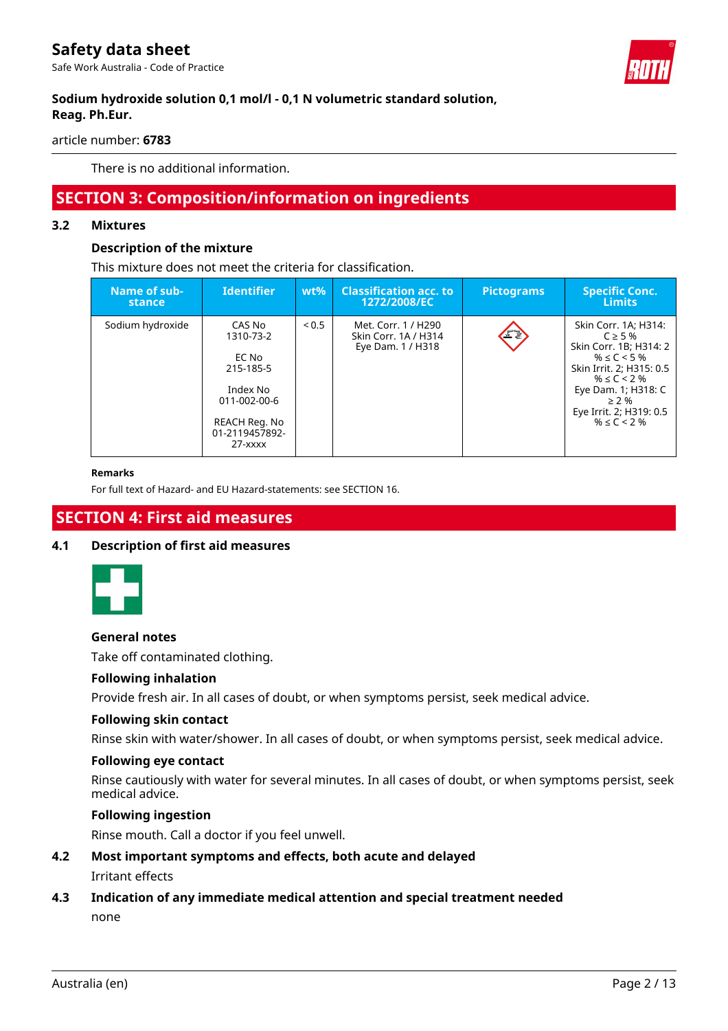There is no additional information.

## SECTION 3: Composition/information on ingredients

### 3.2 Mixtures

#### Description of the mixture

This mixture does not meet the criteria for classification.

| Name of substance | Identifier | wt% | Classification acc. to 1272/2008/EC | Pictograms | Specific Conc. Limits |
|---|---|---|---|---|---|
| Sodium hydroxide | CAS No 1310-73-2<br><br>EC No 215-185-5<br><br>Index No 011-002-00-6<br><br>REACH Reg. No 01-2119457892-27-xxxx | < 0.5 | Met. Corr. 1 / H290<br>Skin Corr. 1A / H314<br>Eye Dam. 1 / H318 | | Skin Corr. 1A; H314: C ≥ 5 %<br>Skin Corr. 1B; H314: 2 % ≤ C < 5 %<br>Skin Irrit. 2; H315: 0.5 % ≤ C < 2 %<br>Eye Dam. 1; H318: C ≥ 2 %<br>Eye Irrit. 2; H319: 0.5 % ≤ C < 2 % |

**Remarks**

For full text of Hazard- and EU Hazard-statements: see SECTION 16.

## SECTION 4: First aid measures

### 4.1 Description of first aid measures

#### General notes

Take off contaminated clothing.

#### Following inhalation

Provide fresh air. In all cases of doubt, or when symptoms persist, seek medical advice.

#### Following skin contact

Rinse skin with water/shower. In all cases of doubt, or when symptoms persist, seek medical advice.

#### Following eye contact

Rinse cautiously with water for several minutes. In all cases of doubt, or when symptoms persist, seek medical advice.

#### Following ingestion

Rinse mouth. Call a doctor if you feel unwell.

### 4.2 Most important symptoms and effects, both acute and delayed

Irritant effects

### 4.3 Indication of any immediate medical attention and special treatment needed

none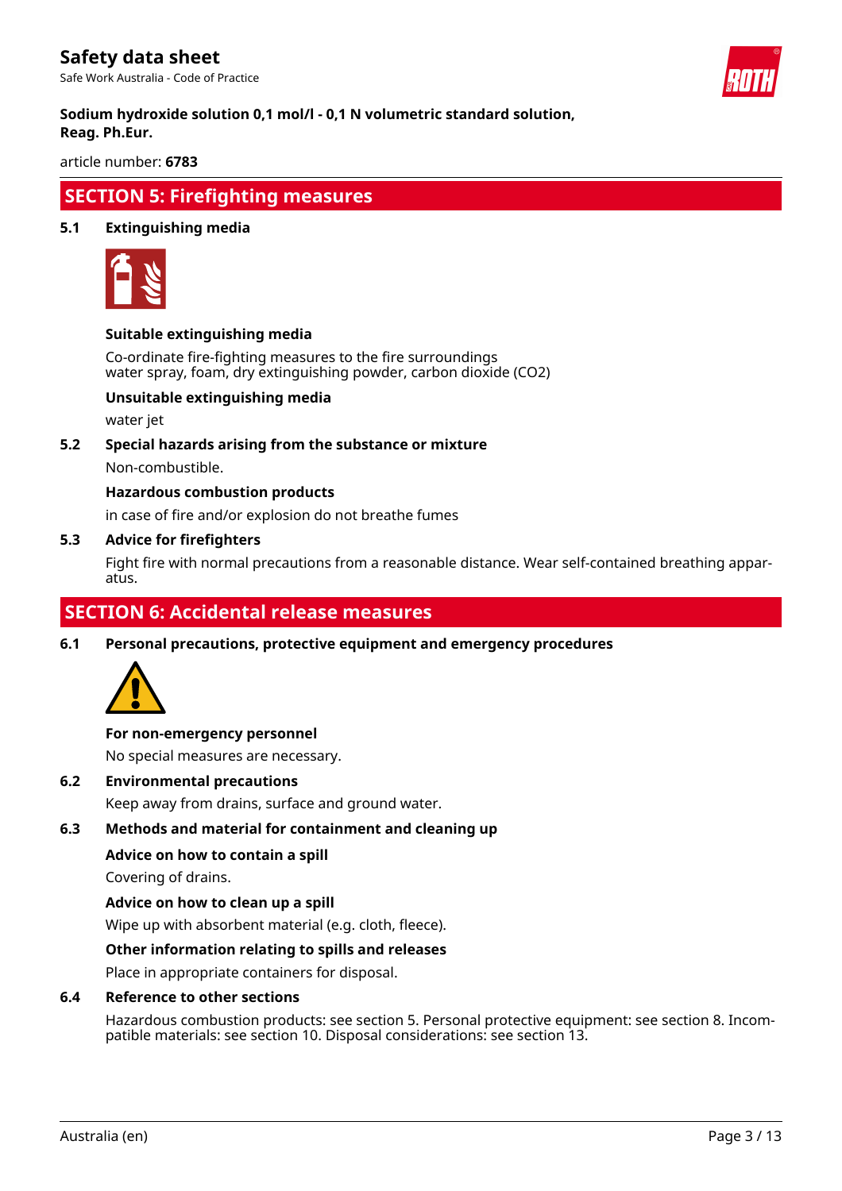## SECTION 5: Firefighting measures

### 5.1 Extinguishing media

**Suitable extinguishing media**

Co-ordinate fire-fighting measures to the fire surroundings
water spray, foam, dry extinguishing powder, carbon dioxide ($CO_2$)

**Unsuitable extinguishing media**

water jet

### 5.2 Special hazards arising from the substance or mixture

Non-combustible.

**Hazardous combustion products**

in case of fire and/or explosion do not breathe fumes

### 5.3 Advice for firefighters

Fight fire with normal precautions from a reasonable distance. Wear self-contained breathing apparatus.

## SECTION 6: Accidental release measures

### 6.1 Personal precautions, protective equipment and emergency procedures

**For non-emergency personnel**

No special measures are necessary.

### 6.2 Environmental precautions

Keep away from drains, surface and ground water.

### 6.3 Methods and material for containment and cleaning up

**Advice on how to contain a spill**

Covering of drains.

**Advice on how to clean up a spill**

Wipe up with absorbent material (e.g. cloth, fleece).

**Other information relating to spills and releases**

Place in appropriate containers for disposal.

### 6.4 Reference to other sections

Hazardous combustion products: see section 5. Personal protective equipment: see section 8. Incompatible materials: see section 10. Disposal considerations: see section 13.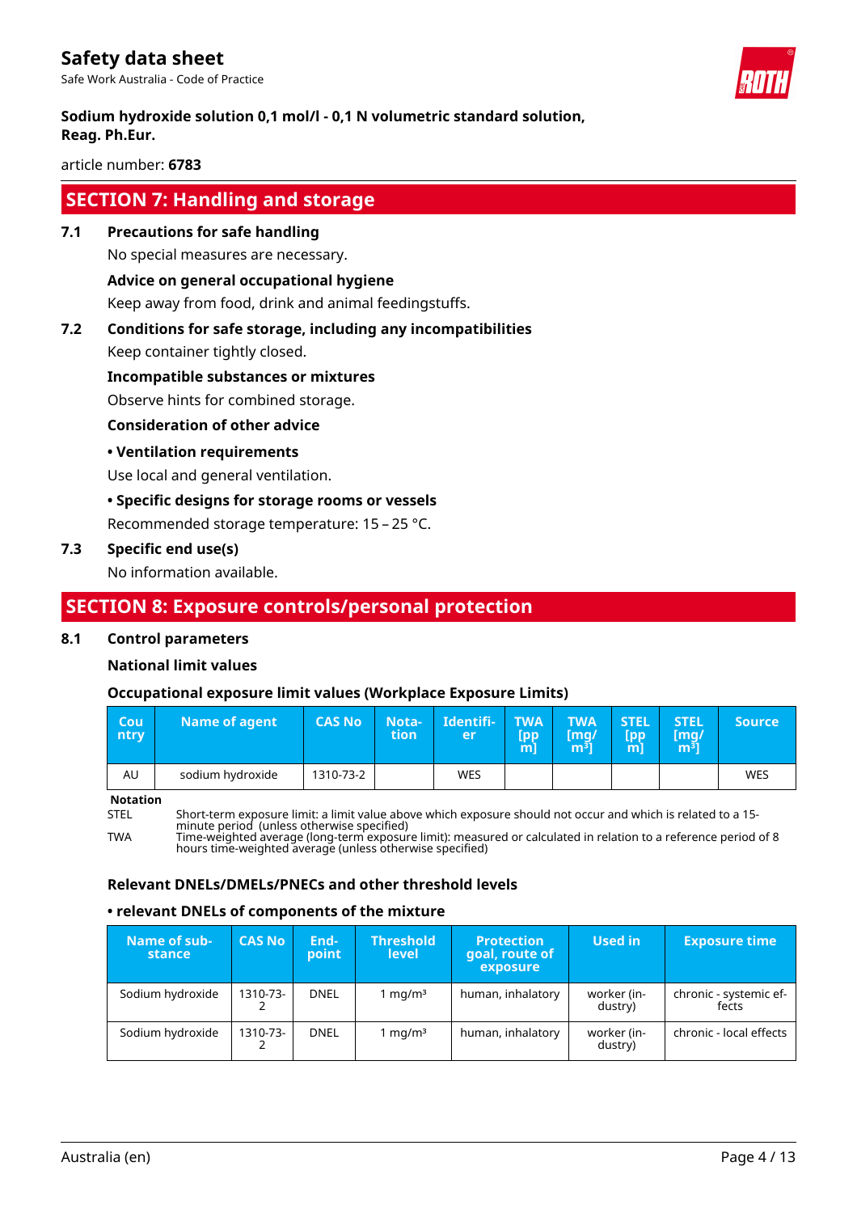# Safety data sheet

Safe Work Australia - Code of Practice

**Sodium hydroxide solution 0,1 mol/l - 0,1 N volumetric standard solution, Reag. Ph.Eur.**

article number: **6783**

## SECTION 7: Handling and storage

### 7.1 Precautions for safe handling

No special measures are necessary.

**Advice on general occupational hygiene**

Keep away from food, drink and animal feedingstuffs.

### 7.2 Conditions for safe storage, including any incompatibilities

Keep container tightly closed.

**Incompatible substances or mixtures**

Observe hints for combined storage.

**Consideration of other advice**

**• Ventilation requirements**

Use local and general ventilation.

**• Specific designs for storage rooms or vessels**

Recommended storage temperature: 15 – 25 °C.

### 7.3 Specific end use(s)

No information available.

## SECTION 8: Exposure controls/personal protection

### 8.1 Control parameters

**National limit values**

**Occupational exposure limit values (Workplace Exposure Limits)**

| Country | Name of agent | CAS No | Notation | Identifier | TWA [ppm] | TWA [mg/m³] | STEL [ppm] | STEL [mg/m³] | Source |
|---|---|---|---|---|---|---|---|---|---|
| AU | sodium hydroxide | 1310-73-2 | | WES | | | | | WES |

**Notation**

STEL — Short-term exposure limit: a limit value above which exposure should not occur and which is related to a 15-minute period (unless otherwise specified)

TWA — Time-weighted average (long-term exposure limit): measured or calculated in relation to a reference period of 8 hours time-weighted average (unless otherwise specified)

**Relevant DNELs/DMELs/PNECs and other threshold levels**

**• relevant DNELs of components of the mixture**

| Name of substance | CAS No | Endpoint | Threshold level | Protection goal, route of exposure | Used in | Exposure time |
|---|---|---|---|---|---|---|
| Sodium hydroxide | 1310-73-2 | DNEL | 1 mg/m³ | human, inhalatory | worker (industry) | chronic - systemic effects |
| Sodium hydroxide | 1310-73-2 | DNEL | 1 mg/m³ | human, inhalatory | worker (industry) | chronic - local effects |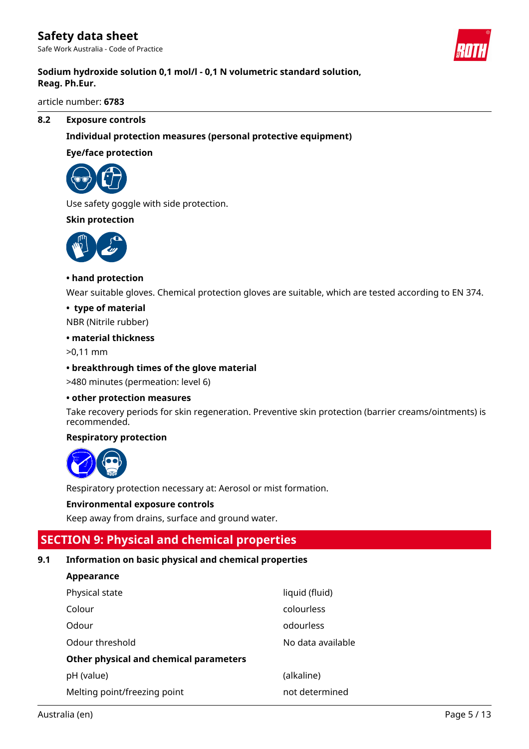### 8.2 Exposure controls

**Individual protection measures (personal protective equipment)**

**Eye/face protection**

Use safety goggle with side protection.

**Skin protection**

**• hand protection**

Wear suitable gloves. Chemical protection gloves are suitable, which are tested according to EN 374.

**• type of material**

NBR (Nitrile rubber)

**• material thickness**

>0,11 mm

**• breakthrough times of the glove material**

>480 minutes (permeation: level 6)

**• other protection measures**

Take recovery periods for skin regeneration. Preventive skin protection (barrier creams/ointments) is recommended.

**Respiratory protection**

Respiratory protection necessary at: Aerosol or mist formation.

**Environmental exposure controls**

Keep away from drains, surface and ground water.

## SECTION 9: Physical and chemical properties

### 9.1 Information on basic physical and chemical properties

**Appearance**

| | |
|---|---|
| Physical state | liquid (fluid) |
| Colour | colourless |
| Odour | odourless |
| Odour threshold | No data available |

**Other physical and chemical parameters**

| | |
|---|---|
| pH (value) | (alkaline) |
| Melting point/freezing point | not determined |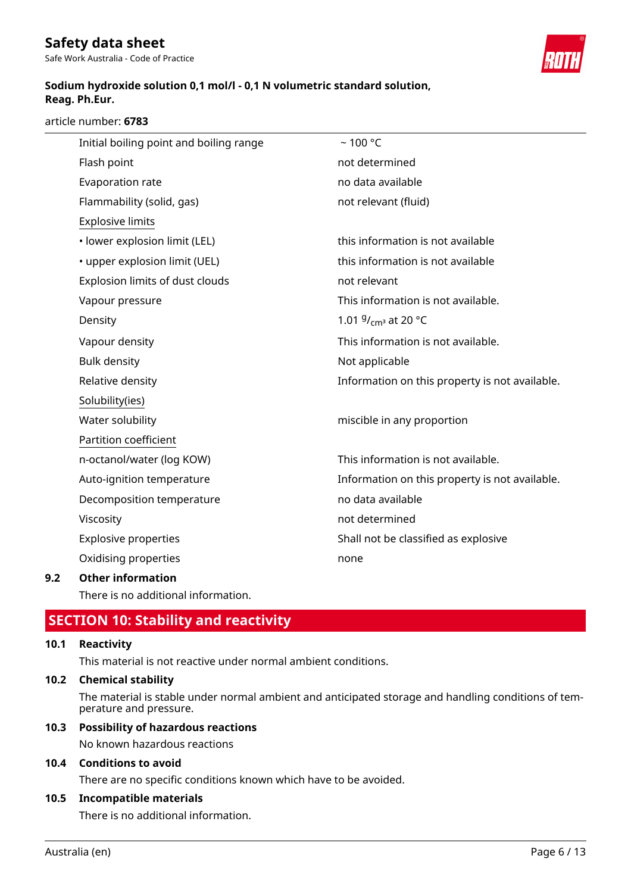| | |
|---|---|
| Initial boiling point and boiling range | ~ 100 °C |
| Flash point | not determined |
| Evaporation rate | no data available |
| Flammability (solid, gas) | not relevant (fluid) |
| Explosive limits | |
| • lower explosion limit (LEL) | this information is not available |
| • upper explosion limit (UEL) | this information is not available |
| Explosion limits of dust clouds | not relevant |
| Vapour pressure | This information is not available. |
| Density | 1.01 $^{g}/_{cm^3}$ at 20 °C |
| Vapour density | This information is not available. |
| Bulk density | Not applicable |
| Relative density | Information on this property is not available. |
| Solubility(ies) | |
| Water solubility | miscible in any proportion |
| Partition coefficient | |
| n-octanol/water (log KOW) | This information is not available. |
| Auto-ignition temperature | Information on this property is not available. |
| Decomposition temperature | no data available |
| Viscosity | not determined |
| Explosive properties | Shall not be classified as explosive |
| Oxidising properties | none |

### 9.2 Other information

There is no additional information.

## SECTION 10: Stability and reactivity

### 10.1 Reactivity

This material is not reactive under normal ambient conditions.

### 10.2 Chemical stability

The material is stable under normal ambient and anticipated storage and handling conditions of temperature and pressure.

### 10.3 Possibility of hazardous reactions

No known hazardous reactions

### 10.4 Conditions to avoid

There are no specific conditions known which have to be avoided.

### 10.5 Incompatible materials

There is no additional information.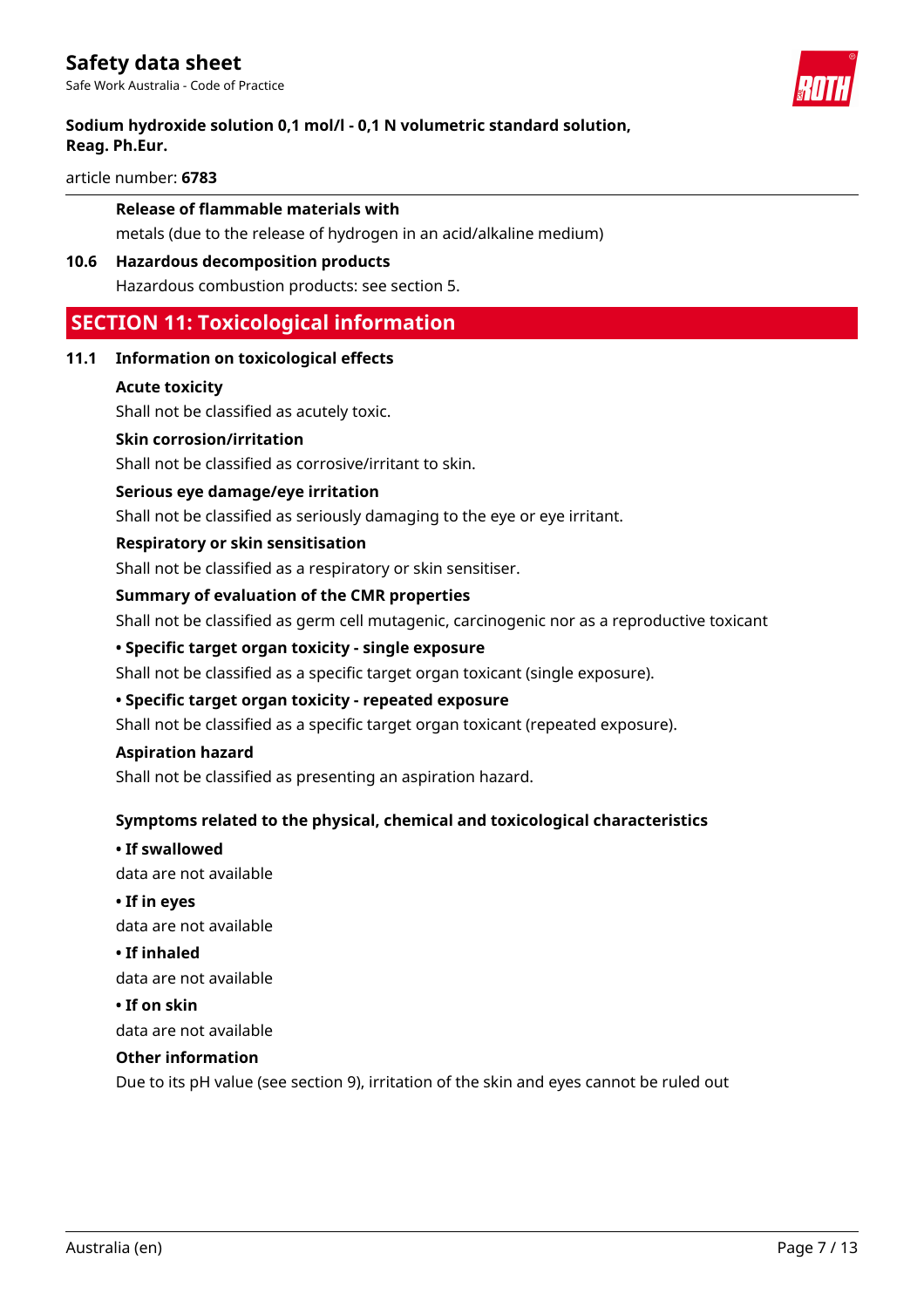**Release of flammable materials with**

metals (due to the release of hydrogen in an acid/alkaline medium)

**10.6 Hazardous decomposition products**

Hazardous combustion products: see section 5.

## SECTION 11: Toxicological information

### 11.1 Information on toxicological effects

**Acute toxicity**

Shall not be classified as acutely toxic.

**Skin corrosion/irritation**

Shall not be classified as corrosive/irritant to skin.

**Serious eye damage/eye irritation**

Shall not be classified as seriously damaging to the eye or eye irritant.

**Respiratory or skin sensitisation**

Shall not be classified as a respiratory or skin sensitiser.

**Summary of evaluation of the CMR properties**

Shall not be classified as germ cell mutagenic, carcinogenic nor as a reproductive toxicant

**• Specific target organ toxicity - single exposure**

Shall not be classified as a specific target organ toxicant (single exposure).

**• Specific target organ toxicity - repeated exposure**

Shall not be classified as a specific target organ toxicant (repeated exposure).

**Aspiration hazard**

Shall not be classified as presenting an aspiration hazard.

**Symptoms related to the physical, chemical and toxicological characteristics**

**• If swallowed**

data are not available

**• If in eyes**

data are not available

**• If inhaled**

data are not available

**• If on skin**

data are not available

**Other information**

Due to its pH value (see section 9), irritation of the skin and eyes cannot be ruled out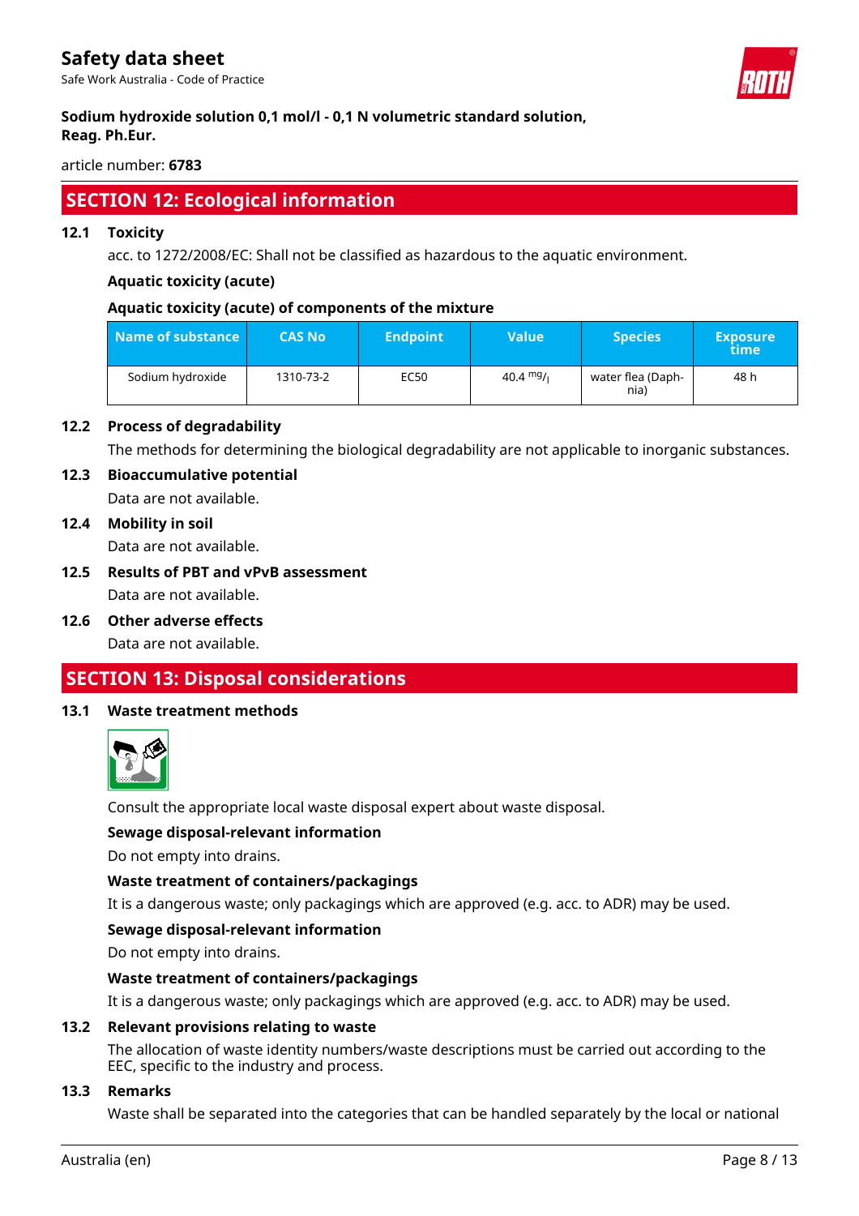## SECTION 12: Ecological information

### 12.1 Toxicity

acc. to 1272/2008/EC: Shall not be classified as hazardous to the aquatic environment.

**Aquatic toxicity (acute)**

**Aquatic toxicity (acute) of components of the mixture**

| Name of substance | CAS No | Endpoint | Value | Species | Exposure time |
|---|---|---|---|---|---|
| Sodium hydroxide | 1310-73-2 | EC50 | 40.4 $^{mg}/_{l}$ | water flea (Daphnia) | 48 h |

### 12.2 Process of degradability

The methods for determining the biological degradability are not applicable to inorganic substances.

### 12.3 Bioaccumulative potential

Data are not available.

### 12.4 Mobility in soil

Data are not available.

### 12.5 Results of PBT and vPvB assessment

Data are not available.

### 12.6 Other adverse effects

Data are not available.

## SECTION 13: Disposal considerations

### 13.1 Waste treatment methods

Consult the appropriate local waste disposal expert about waste disposal.

**Sewage disposal-relevant information**

Do not empty into drains.

**Waste treatment of containers/packagings**

It is a dangerous waste; only packagings which are approved (e.g. acc. to ADR) may be used.

**Sewage disposal-relevant information**

Do not empty into drains.

**Waste treatment of containers/packagings**

It is a dangerous waste; only packagings which are approved (e.g. acc. to ADR) may be used.

### 13.2 Relevant provisions relating to waste

The allocation of waste identity numbers/waste descriptions must be carried out according to the EEC, specific to the industry and process.

### 13.3 Remarks

Waste shall be separated into the categories that can be handled separately by the local or national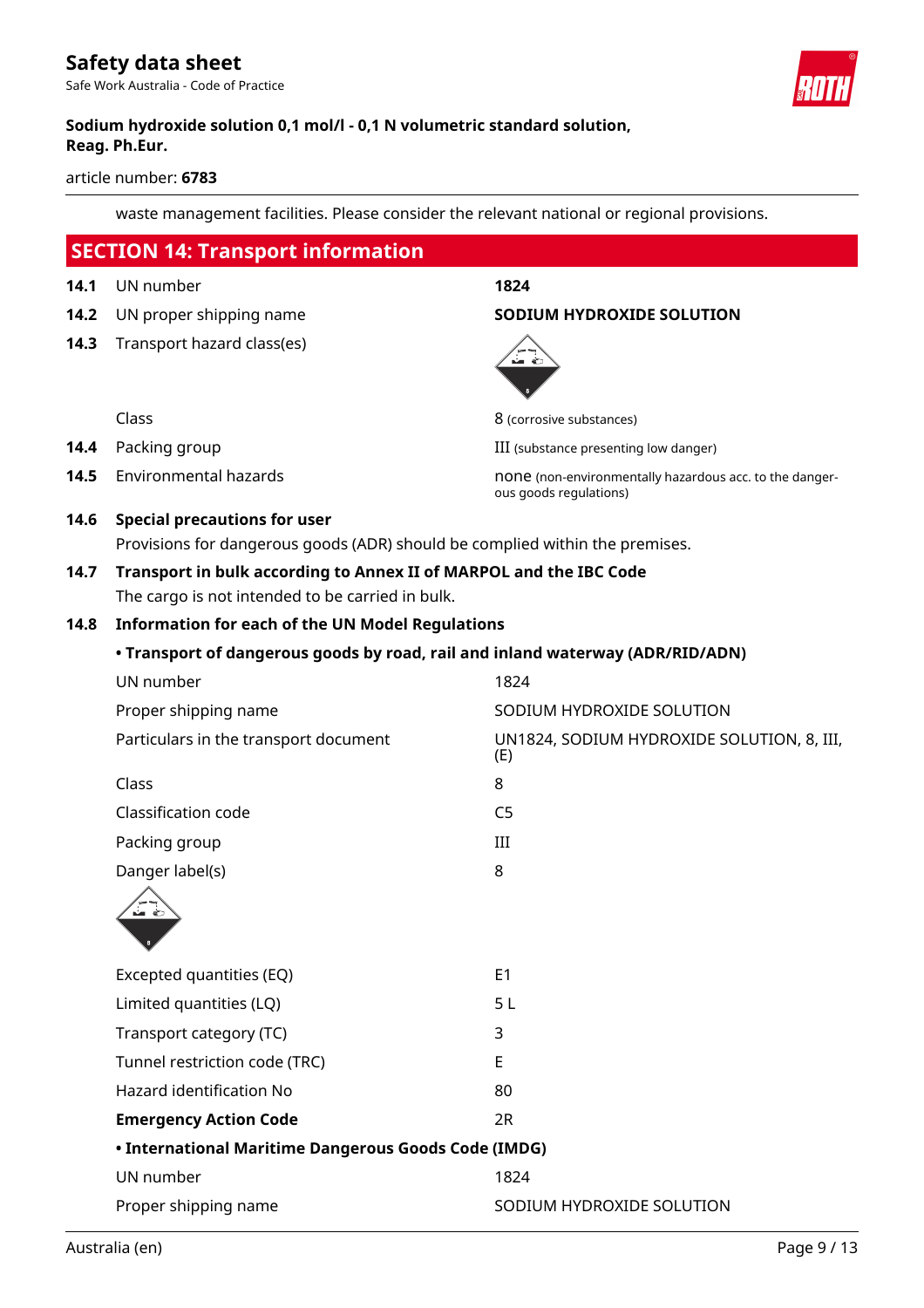waste management facilities. Please consider the relevant national or regional provisions.

## SECTION 14: Transport information

| | | |
|---|---|---|
| **14.1** | UN number | **1824** |
| **14.2** | UN proper shipping name | **SODIUM HYDROXIDE SOLUTION** |
| **14.3** | Transport hazard class(es) | |
| | Class | 8 (corrosive substances) |
| **14.4** | Packing group | III (substance presenting low danger) |
| **14.5** | Environmental hazards | none (non-environmentally hazardous acc. to the dangerous goods regulations) |

**14.6 Special precautions for user**

Provisions for dangerous goods (ADR) should be complied within the premises.

**14.7 Transport in bulk according to Annex II of MARPOL and the IBC Code**

The cargo is not intended to be carried in bulk.

**14.8 Information for each of the UN Model Regulations**

**• Transport of dangerous goods by road, rail and inland waterway (ADR/RID/ADN)**

| | |
|---|---|
| UN number | 1824 |
| Proper shipping name | SODIUM HYDROXIDE SOLUTION |
| Particulars in the transport document | UN1824, SODIUM HYDROXIDE SOLUTION, 8, III, (E) |
| Class | 8 |
| Classification code | C5 |
| Packing group | III |
| Danger label(s) | 8 |
| Excepted quantities (EQ) | E1 |
| Limited quantities (LQ) | 5 L |
| Transport category (TC) | 3 |
| Tunnel restriction code (TRC) | E |
| Hazard identification No | 80 |
| **Emergency Action Code** | 2R |

**• International Maritime Dangerous Goods Code (IMDG)**

| | |
|---|---|
| UN number | 1824 |
| Proper shipping name | SODIUM HYDROXIDE SOLUTION |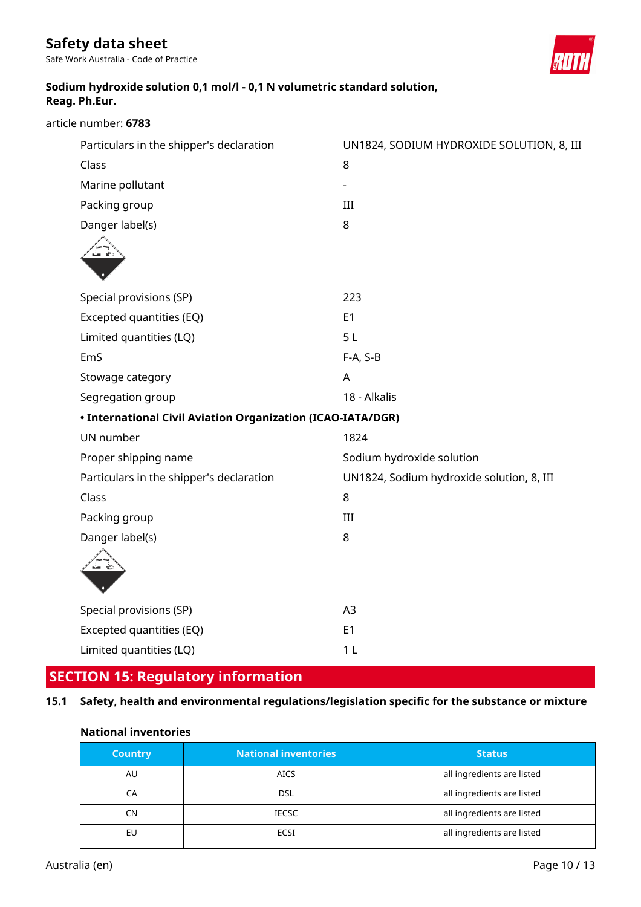| | |
|---|---|
| Particulars in the shipper's declaration | UN1824, SODIUM HYDROXIDE SOLUTION, 8, III |
| Class | 8 |
| Marine pollutant | - |
| Packing group | III |
| Danger label(s) | 8 |
| Special provisions (SP) | 223 |
| Excepted quantities (EQ) | E1 |
| Limited quantities (LQ) | 5 L |
| EmS | F-A, S-B |
| Stowage category | A |
| Segregation group | 18 - Alkalis |

**• International Civil Aviation Organization (ICAO-IATA/DGR)**

| | |
|---|---|
| UN number | 1824 |
| Proper shipping name | Sodium hydroxide solution |
| Particulars in the shipper's declaration | UN1824, Sodium hydroxide solution, 8, III |
| Class | 8 |
| Packing group | III |
| Danger label(s) | 8 |
| Special provisions (SP) | A3 |
| Excepted quantities (EQ) | E1 |
| Limited quantities (LQ) | 1 L |

## SECTION 15: Regulatory information

### 15.1 Safety, health and environmental regulations/legislation specific for the substance or mixture

**National inventories**

| Country | National inventories | Status |
|---|---|---|
| AU | AICS | all ingredients are listed |
| CA | DSL | all ingredients are listed |
| CN | IECSC | all ingredients are listed |
| EU | ECSI | all ingredients are listed |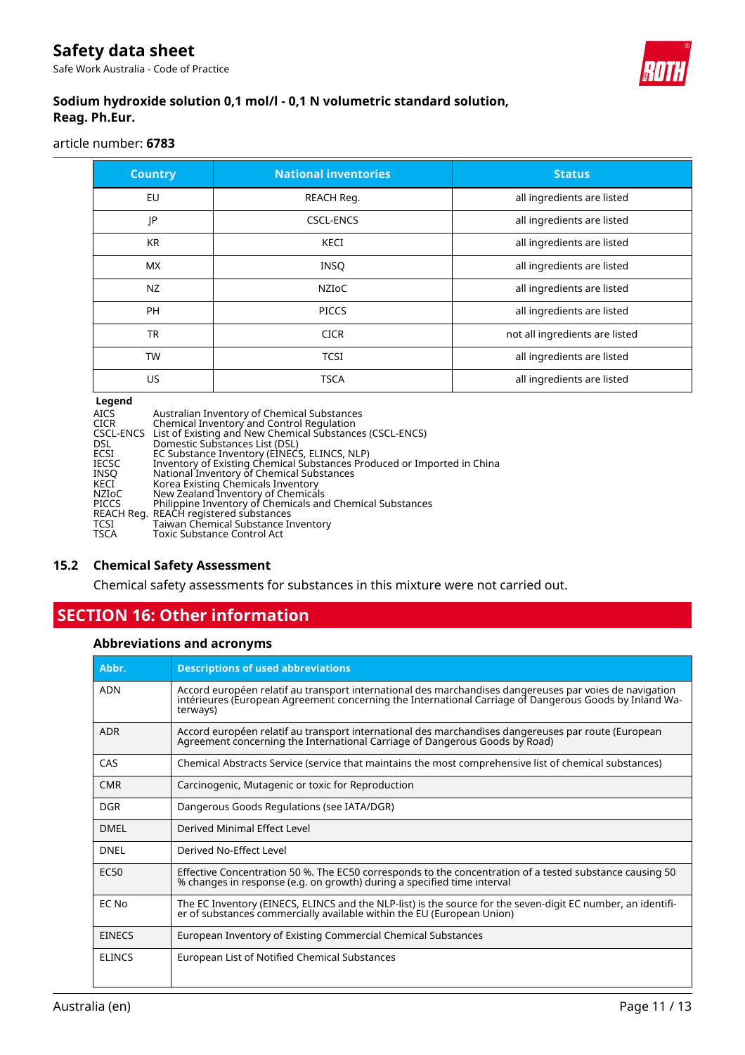| Country | National inventories | Status |
|---|---|---|
| EU | REACH Reg. | all ingredients are listed |
| JP | CSCL-ENCS | all ingredients are listed |
| KR | KECI | all ingredients are listed |
| MX | INSQ | all ingredients are listed |
| NZ | NZIoC | all ingredients are listed |
| PH | PICCS | all ingredients are listed |
| TR | CICR | not all ingredients are listed |
| TW | TCSI | all ingredients are listed |
| US | TSCA | all ingredients are listed |

**Legend**

| | |
|---|---|
| AICS | Australian Inventory of Chemical Substances |
| CICR | Chemical Inventory and Control Regulation |
| CSCL-ENCS | List of Existing and New Chemical Substances (CSCL-ENCS) |
| DSL | Domestic Substances List (DSL) |
| ECSI | EC Substance Inventory (EINECS, ELINCS, NLP) |
| IECSC | Inventory of Existing Chemical Substances Produced or Imported in China |
| INSQ | National Inventory of Chemical Substances |
| KECI | Korea Existing Chemicals Inventory |
| NZIoC | New Zealand Inventory of Chemicals |
| PICCS | Philippine Inventory of Chemicals and Chemical Substances |
| REACH Reg. | REACH registered substances |
| TCSI | Taiwan Chemical Substance Inventory |
| TSCA | Toxic Substance Control Act |

### 15.2 Chemical Safety Assessment

Chemical safety assessments for substances in this mixture were not carried out.

## SECTION 16: Other information

### Abbreviations and acronyms

| Abbr. | Descriptions of used abbreviations |
|---|---|
| ADN | Accord européen relatif au transport international des marchandises dangereuses par voies de navigation intérieures (European Agreement concerning the International Carriage of Dangerous Goods by Inland Waterways) |
| ADR | Accord européen relatif au transport international des marchandises dangereuses par route (European Agreement concerning the International Carriage of Dangerous Goods by Road) |
| CAS | Chemical Abstracts Service (service that maintains the most comprehensive list of chemical substances) |
| CMR | Carcinogenic, Mutagenic or toxic for Reproduction |
| DGR | Dangerous Goods Regulations (see IATA/DGR) |
| DMEL | Derived Minimal Effect Level |
| DNEL | Derived No-Effect Level |
| EC50 | Effective Concentration 50 %. The EC50 corresponds to the concentration of a tested substance causing 50 % changes in response (e.g. on growth) during a specified time interval |
| EC No | The EC Inventory (EINECS, ELINCS and the NLP-list) is the source for the seven-digit EC number, an identifier of substances commercially available within the EU (European Union) |
| EINECS | European Inventory of Existing Commercial Chemical Substances |
| ELINCS | European List of Notified Chemical Substances |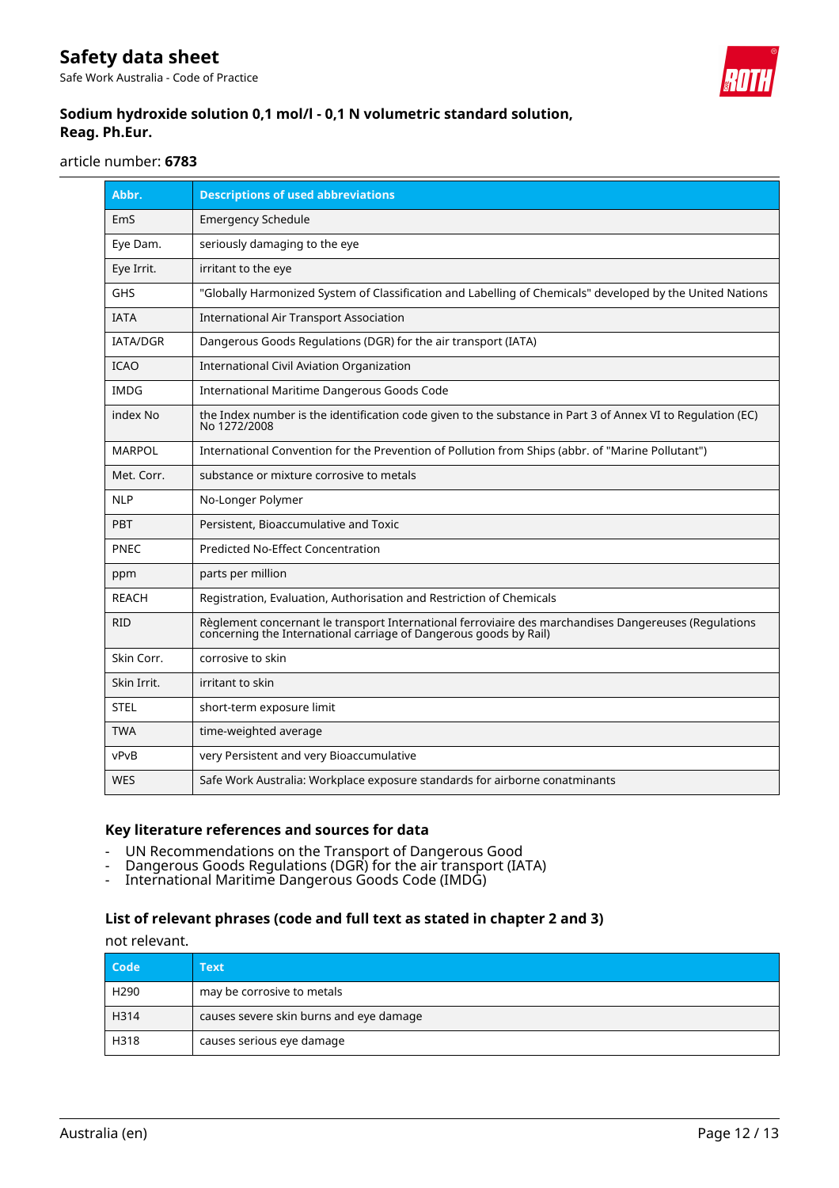| Abbr. | Descriptions of used abbreviations |
| --- | --- |
| EmS | Emergency Schedule |
| Eye Dam. | seriously damaging to the eye |
| Eye Irrit. | irritant to the eye |
| GHS | "Globally Harmonized System of Classification and Labelling of Chemicals" developed by the United Nations |
| IATA | International Air Transport Association |
| IATA/DGR | Dangerous Goods Regulations (DGR) for the air transport (IATA) |
| ICAO | International Civil Aviation Organization |
| IMDG | International Maritime Dangerous Goods Code |
| index No | the Index number is the identification code given to the substance in Part 3 of Annex VI to Regulation (EC) No 1272/2008 |
| MARPOL | International Convention for the Prevention of Pollution from Ships (abbr. of "Marine Pollutant") |
| Met. Corr. | substance or mixture corrosive to metals |
| NLP | No-Longer Polymer |
| PBT | Persistent, Bioaccumulative and Toxic |
| PNEC | Predicted No-Effect Concentration |
| ppm | parts per million |
| REACH | Registration, Evaluation, Authorisation and Restriction of Chemicals |
| RID | Règlement concernant le transport International ferroviaire des marchandises Dangereuses (Regulations concerning the International carriage of Dangerous goods by Rail) |
| Skin Corr. | corrosive to skin |
| Skin Irrit. | irritant to skin |
| STEL | short-term exposure limit |
| TWA | time-weighted average |
| vPvB | very Persistent and very Bioaccumulative |
| WES | Safe Work Australia: Workplace exposure standards for airborne conatminants |

### Key literature references and sources for data

- UN Recommendations on the Transport of Dangerous Good
- Dangerous Goods Regulations (DGR) for the air transport (IATA)
- International Maritime Dangerous Goods Code (IMDG)

### List of relevant phrases (code and full text as stated in chapter 2 and 3)

not relevant.

| Code | Text |
| --- | --- |
| H290 | may be corrosive to metals |
| H314 | causes severe skin burns and eye damage |
| H318 | causes serious eye damage |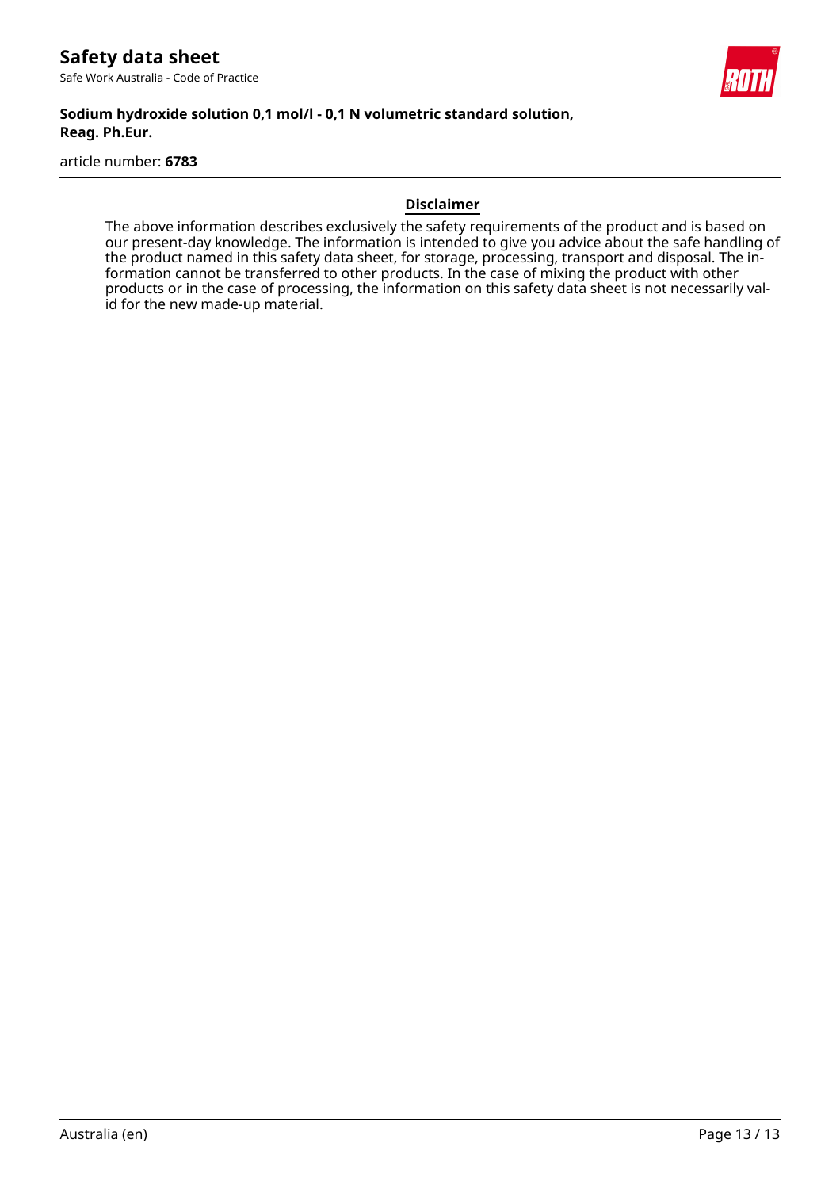## Disclaimer

The above information describes exclusively the safety requirements of the product and is based on our present-day knowledge. The information is intended to give you advice about the safe handling of the product named in this safety data sheet, for storage, processing, transport and disposal. The information cannot be transferred to other products. In the case of mixing the product with other products or in the case of processing, the information on this safety data sheet is not necessarily valid for the new made-up material.